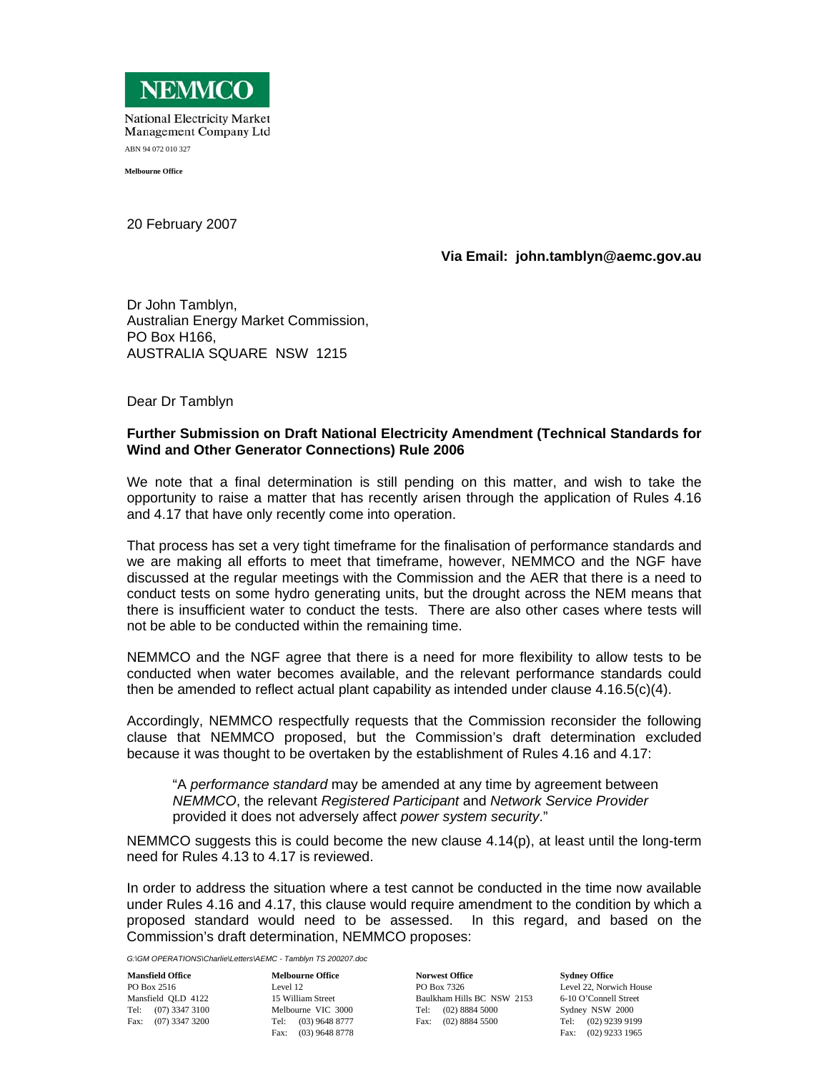**NEMMCO**

National Electricity Market Management Company Ltd

ABN 94 072 010 327

**Melbourne Office**

20 February 2007

**Via Email: john.tamblyn@aemc.gov.au**

Dr John Tamblyn,
Australian Energy Market Commission,
PO Box H166,
AUSTRALIA SQUARE NSW 1215

Dear Dr Tamblyn

**Further Submission on Draft National Electricity Amendment (Technical Standards for Wind and Other Generator Connections) Rule 2006**

We note that a final determination is still pending on this matter, and wish to take the opportunity to raise a matter that has recently arisen through the application of Rules 4.16 and 4.17 that have only recently come into operation.

That process has set a very tight timeframe for the finalisation of performance standards and we are making all efforts to meet that timeframe, however, NEMMCO and the NGF have discussed at the regular meetings with the Commission and the AER that there is a need to conduct tests on some hydro generating units, but the drought across the NEM means that there is insufficient water to conduct the tests. There are also other cases where tests will not be able to be conducted within the remaining time.

NEMMCO and the NGF agree that there is a need for more flexibility to allow tests to be conducted when water becomes available, and the relevant performance standards could then be amended to reflect actual plant capability as intended under clause 4.16.5(c)(4).

Accordingly, NEMMCO respectfully requests that the Commission reconsider the following clause that NEMMCO proposed, but the Commission's draft determination excluded because it was thought to be overtaken by the establishment of Rules 4.16 and 4.17:

> "A *performance standard* may be amended at any time by agreement between *NEMMCO*, the relevant *Registered Participant* and *Network Service Provider* provided it does not adversely affect *power system security*."

NEMMCO suggests this is could become the new clause 4.14(p), at least until the long-term need for Rules 4.13 to 4.17 is reviewed.

In order to address the situation where a test cannot be conducted in the time now available under Rules 4.16 and 4.17, this clause would require amendment to the condition by which a proposed standard would need to be assessed. In this regard, and based on the Commission's draft determination, NEMMCO proposes:

*G:\GM OPERATIONS\Charlie\Letters\AEMC - Tamblyn TS 200207.doc*

**Mansfield Office**
PO Box 2516
Mansfield QLD 4122
Tel: (07) 3347 3100
Fax: (07) 3347 3200

**Melbourne Office**
Level 12
15 William Street
Melbourne VIC 3000
Tel: (03) 9648 8777
Fax: (03) 9648 8778

**Norwest Office**
PO Box 7326
Baulkham Hills BC NSW 2153
Tel: (02) 8884 5000
Fax: (02) 8884 5500

**Sydney Office**
Level 22, Norwich House
6-10 O'Connell Street
Sydney NSW 2000
Tel: (02) 9239 9199
Fax: (02) 9233 1965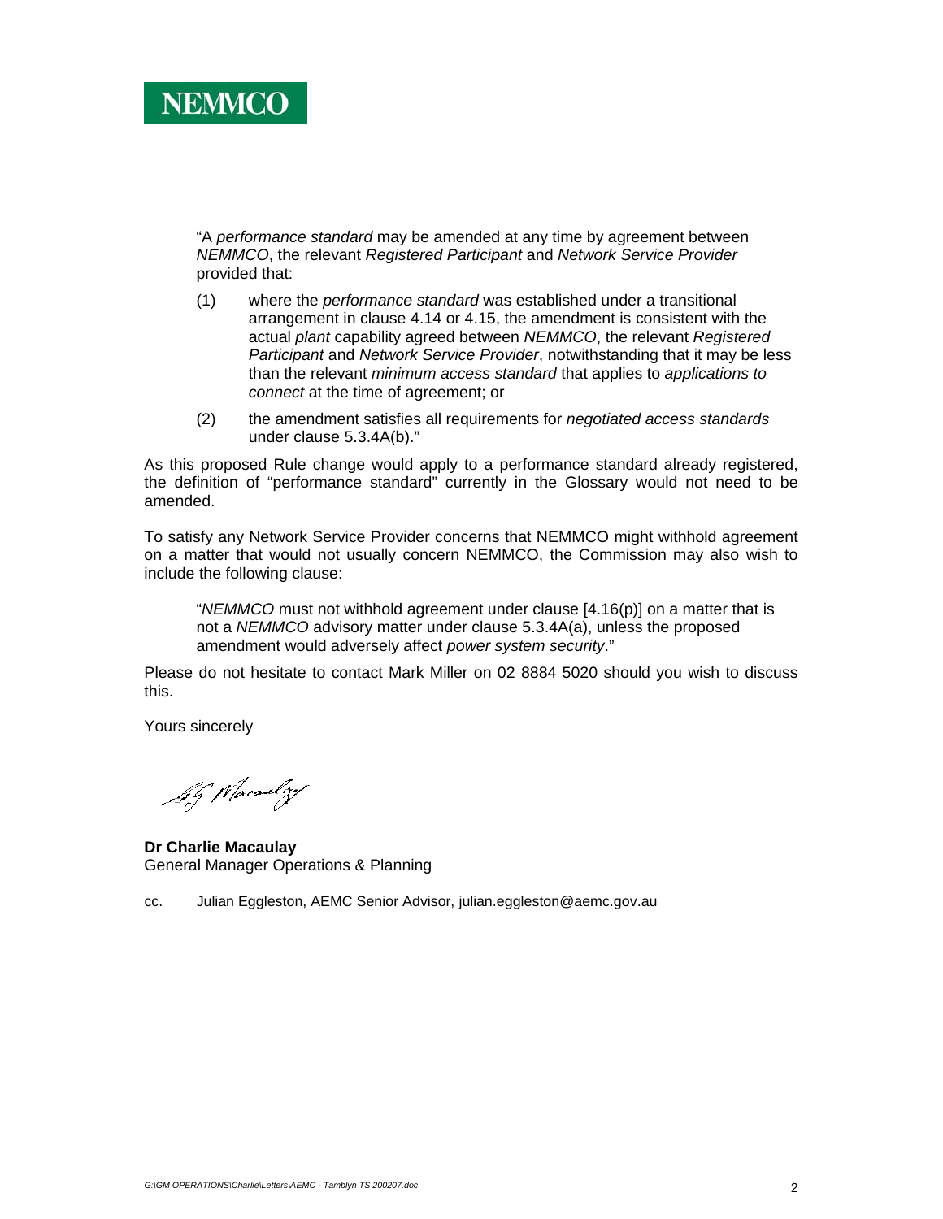"A *performance standard* may be amended at any time by agreement between *NEMMCO*, the relevant *Registered Participant* and *Network Service Provider* provided that:

(1) where the *performance standard* was established under a transitional arrangement in clause 4.14 or 4.15, the amendment is consistent with the actual *plant* capability agreed between *NEMMCO*, the relevant *Registered Participant* and *Network Service Provider*, notwithstanding that it may be less than the relevant *minimum access standard* that applies to *applications to connect* at the time of agreement; or

(2) the amendment satisfies all requirements for *negotiated access standards* under clause 5.3.4A(b)."

As this proposed Rule change would apply to a performance standard already registered, the definition of "performance standard" currently in the Glossary would not need to be amended.

To satisfy any Network Service Provider concerns that NEMMCO might withhold agreement on a matter that would not usually concern NEMMCO, the Commission may also wish to include the following clause:

> "*NEMMCO* must not withhold agreement under clause [4.16(p)] on a matter that is not a *NEMMCO* advisory matter under clause 5.3.4A(a), unless the proposed amendment would adversely affect *power system security*."

Please do not hesitate to contact Mark Miller on 02 8884 5020 should you wish to discuss this.

Yours sincerely

**Dr Charlie Macaulay**
General Manager Operations & Planning

cc. Julian Eggleston, AEMC Senior Advisor, julian.eggleston@aemc.gov.au